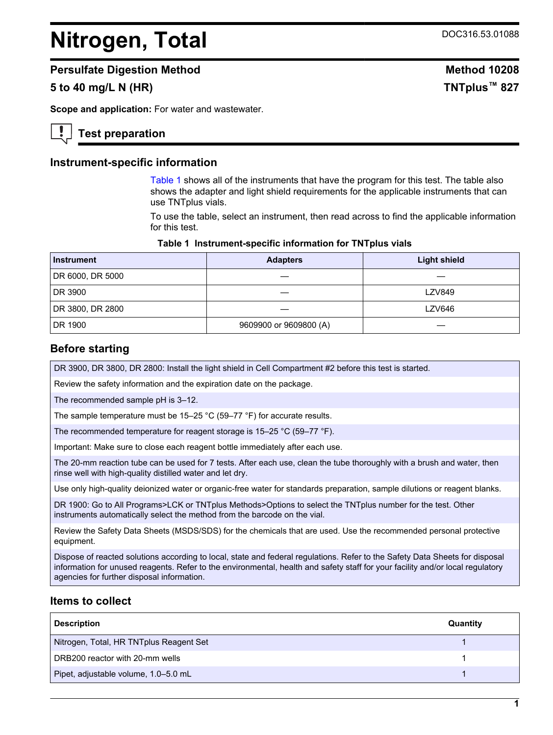# Nitrogen, Total

DOC316.53.01088

## Persulfate Digestion Method

**Method 10208**

## 5 to 40 mg/L N (HR)

**TNTplus™ 827**

**Scope and application:** For water and wastewater.

## Test preparation

### Instrument-specific information

Table 1 shows all of the instruments that have the program for this test. The table also shows the adapter and light shield requirements for the applicable instruments that can use TNTplus vials.

To use the table, select an instrument, then read across to find the applicable information for this test.

**Table 1 Instrument-specific information for TNTplus vials**

| Instrument | Adapters | Light shield |
| --- | --- | --- |
| DR 6000, DR 5000 | — | — |
| DR 3900 | — | LZV849 |
| DR 3800, DR 2800 | — | LZV646 |
| DR 1900 | 9609900 or 9609800 (A) | — |

### Before starting

DR 3900, DR 3800, DR 2800: Install the light shield in Cell Compartment #2 before this test is started.

Review the safety information and the expiration date on the package.

The recommended sample pH is 3–12.

The sample temperature must be 15–25 °C (59–77 °F) for accurate results.

The recommended temperature for reagent storage is 15–25 °C (59–77 °F).

Important: Make sure to close each reagent bottle immediately after each use.

The 20-mm reaction tube can be used for 7 tests. After each use, clean the tube thoroughly with a brush and water, then rinse well with high-quality distilled water and let dry.

Use only high-quality deionized water or organic-free water for standards preparation, sample dilutions or reagent blanks.

DR 1900: Go to All Programs>LCK or TNTplus Methods>Options to select the TNTplus number for the test. Other instruments automatically select the method from the barcode on the vial.

Review the Safety Data Sheets (MSDS/SDS) for the chemicals that are used. Use the recommended personal protective equipment.

Dispose of reacted solutions according to local, state and federal regulations. Refer to the Safety Data Sheets for disposal information for unused reagents. Refer to the environmental, health and safety staff for your facility and/or local regulatory agencies for further disposal information.

### Items to collect

| Description | Quantity |
| --- | --- |
| Nitrogen, Total, HR TNTplus Reagent Set | 1 |
| DRB200 reactor with 20-mm wells | 1 |
| Pipet, adjustable volume, 1.0–5.0 mL | 1 |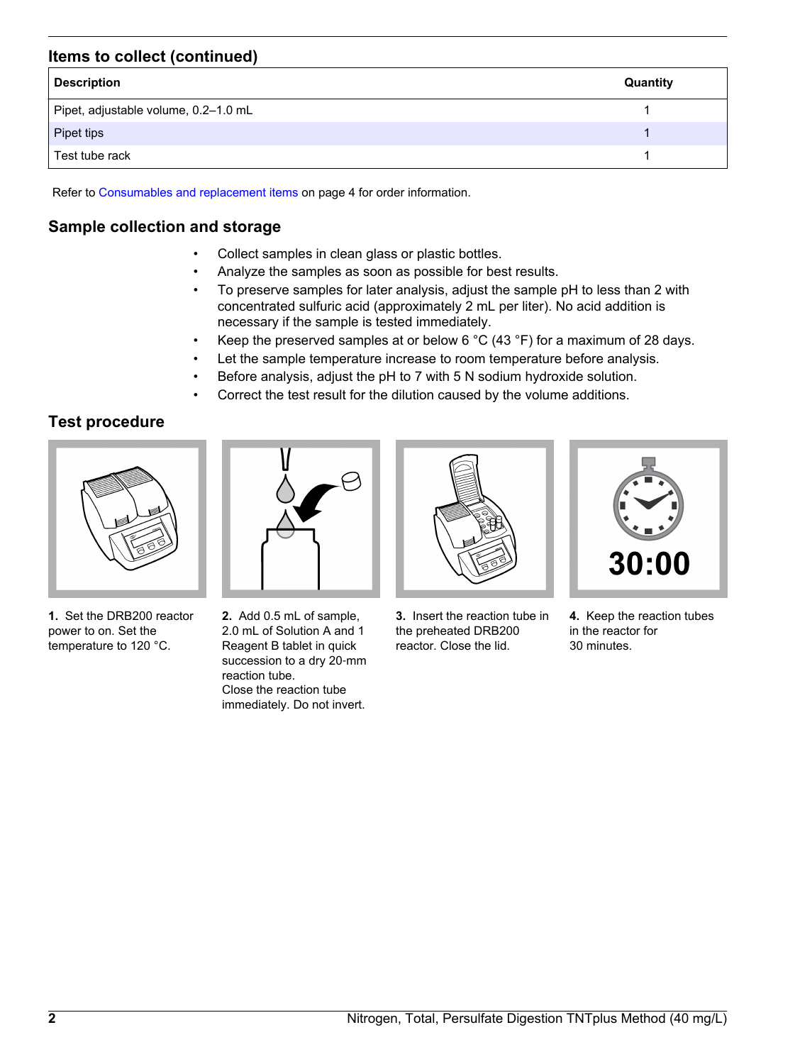## Items to collect (continued)

| Description | Quantity |
| --- | --- |
| Pipet, adjustable volume, 0.2–1.0 mL | 1 |
| Pipet tips | 1 |
| Test tube rack | 1 |

Refer to Consumables and replacement items on page 4 for order information.

## Sample collection and storage

- Collect samples in clean glass or plastic bottles.
- Analyze the samples as soon as possible for best results.
- To preserve samples for later analysis, adjust the sample pH to less than 2 with concentrated sulfuric acid (approximately 2 mL per liter). No acid addition is necessary if the sample is tested immediately.
- Keep the preserved samples at or below 6 °C (43 °F) for a maximum of 28 days.
- Let the sample temperature increase to room temperature before analysis.
- Before analysis, adjust the pH to 7 with 5 N sodium hydroxide solution.
- Correct the test result for the dilution caused by the volume additions.

## Test procedure

**1.** Set the DRB200 reactor power to on. Set the temperature to 120 °C.

**2.** Add 0.5 mL of sample, 2.0 mL of Solution A and 1 Reagent B tablet in quick succession to a dry 20-mm reaction tube.
Close the reaction tube immediately. Do not invert.

**3.** Insert the reaction tube in the preheated DRB200 reactor. Close the lid.

**4.** Keep the reaction tubes in the reactor for 30 minutes.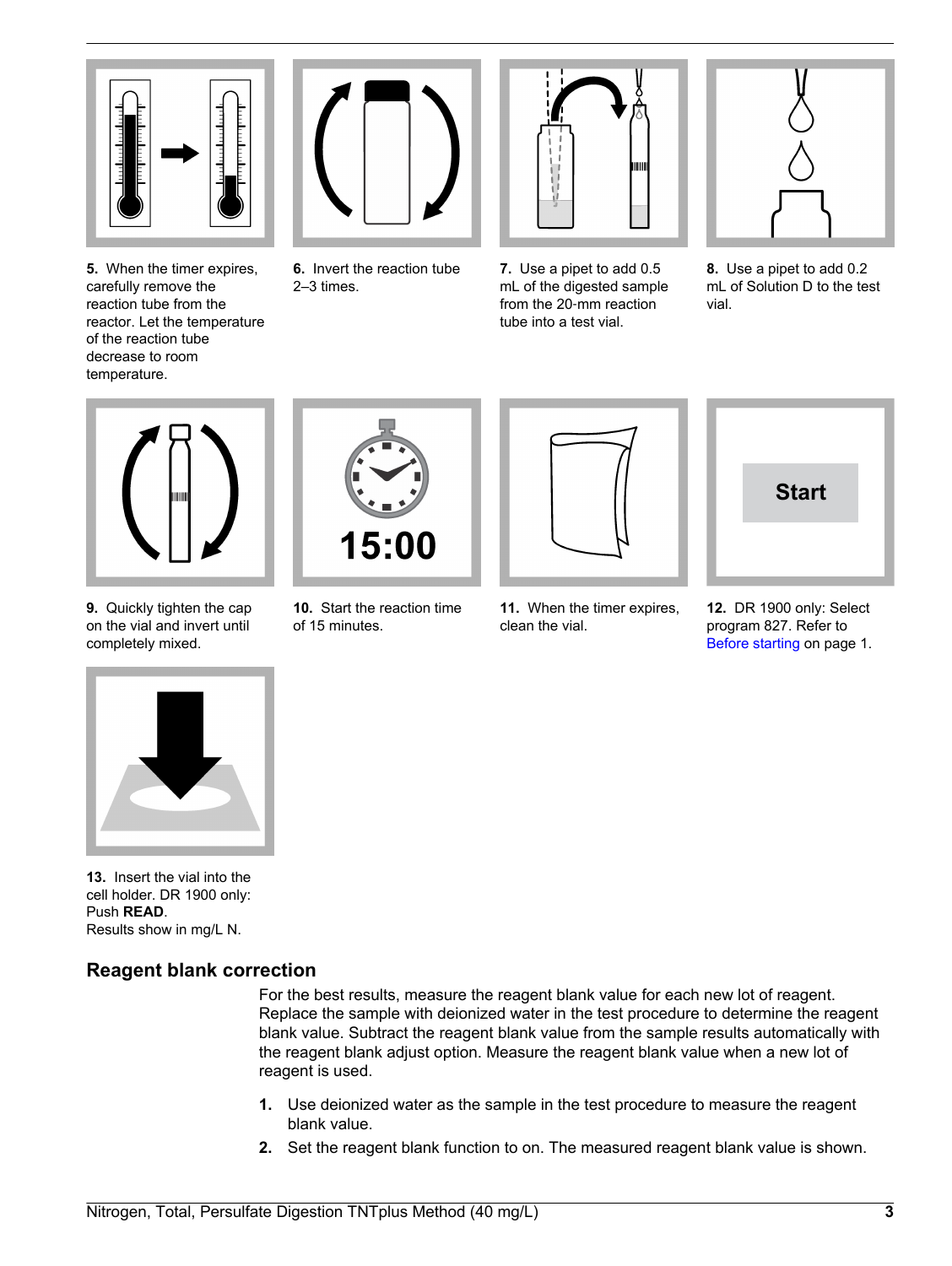**5.** When the timer expires, carefully remove the reaction tube from the reactor. Let the temperature of the reaction tube decrease to room temperature.

**6.** Invert the reaction tube 2–3 times.

**7.** Use a pipet to add 0.5 mL of the digested sample from the 20-mm reaction tube into a test vial.

**8.** Use a pipet to add 0.2 mL of Solution D to the test vial.

**9.** Quickly tighten the cap on the vial and invert until completely mixed.

**10.** Start the reaction time of 15 minutes.

**11.** When the timer expires, clean the vial.

**12.** DR 1900 only: Select program 827. Refer to Before starting on page 1.

**13.** Insert the vial into the cell holder. DR 1900 only: Push **READ**.
Results show in mg/L N.

## Reagent blank correction

For the best results, measure the reagent blank value for each new lot of reagent. Replace the sample with deionized water in the test procedure to determine the reagent blank value. Subtract the reagent blank value from the sample results automatically with the reagent blank adjust option. Measure the reagent blank value when a new lot of reagent is used.

1. Use deionized water as the sample in the test procedure to measure the reagent blank value.
2. Set the reagent blank function to on. The measured reagent blank value is shown.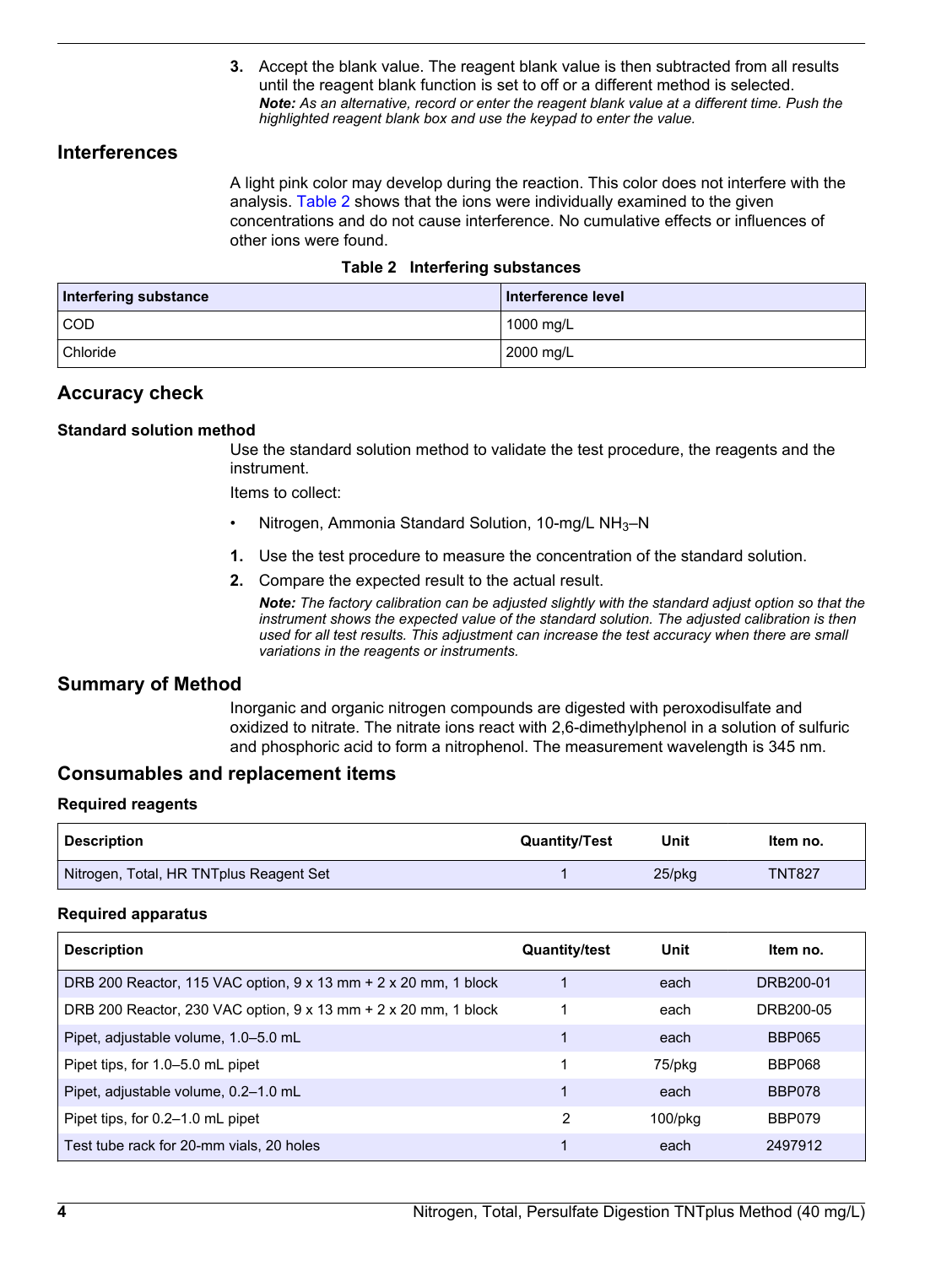3. Accept the blank value. The reagent blank value is then subtracted from all results until the reagent blank function is set to off or a different method is selected.
*Note: As an alternative, record or enter the reagent blank value at a different time. Push the highlighted reagent blank box and use the keypad to enter the value.*

## Interferences

A light pink color may develop during the reaction. This color does not interfere with the analysis. Table 2 shows that the ions were individually examined to the given concentrations and do not cause interference. No cumulative effects or influences of other ions were found.

**Table 2 Interfering substances**

| Interfering substance | Interference level |
| --- | --- |
| COD | 1000 mg/L |
| Chloride | 2000 mg/L |

## Accuracy check

### Standard solution method

Use the standard solution method to validate the test procedure, the reagents and the instrument.

Items to collect:

- Nitrogen, Ammonia Standard Solution, 10-mg/L $NH_3$–N

1. Use the test procedure to measure the concentration of the standard solution.
2. Compare the expected result to the actual result.
*Note: The factory calibration can be adjusted slightly with the standard adjust option so that the instrument shows the expected value of the standard solution. The adjusted calibration is then used for all test results. This adjustment can increase the test accuracy when there are small variations in the reagents or instruments.*

## Summary of Method

Inorganic and organic nitrogen compounds are digested with peroxodisulfate and oxidized to nitrate. The nitrate ions react with 2,6-dimethylphenol in a solution of sulfuric and phosphoric acid to form a nitrophenol. The measurement wavelength is 345 nm.

## Consumables and replacement items

### Required reagents

| Description | Quantity/Test | Unit | Item no. |
| --- | --- | --- | --- |
| Nitrogen, Total, HR TNTplus Reagent Set | 1 | 25/pkg | TNT827 |

### Required apparatus

| Description | Quantity/test | Unit | Item no. |
| --- | --- | --- | --- |
| DRB 200 Reactor, 115 VAC option, 9 x 13 mm + 2 x 20 mm, 1 block | 1 | each | DRB200-01 |
| DRB 200 Reactor, 230 VAC option, 9 x 13 mm + 2 x 20 mm, 1 block | 1 | each | DRB200-05 |
| Pipet, adjustable volume, 1.0–5.0 mL | 1 | each | BBP065 |
| Pipet tips, for 1.0–5.0 mL pipet | 1 | 75/pkg | BBP068 |
| Pipet, adjustable volume, 0.2–1.0 mL | 1 | each | BBP078 |
| Pipet tips, for 0.2–1.0 mL pipet | 2 | 100/pkg | BBP079 |
| Test tube rack for 20-mm vials, 20 holes | 1 | each | 2497912 |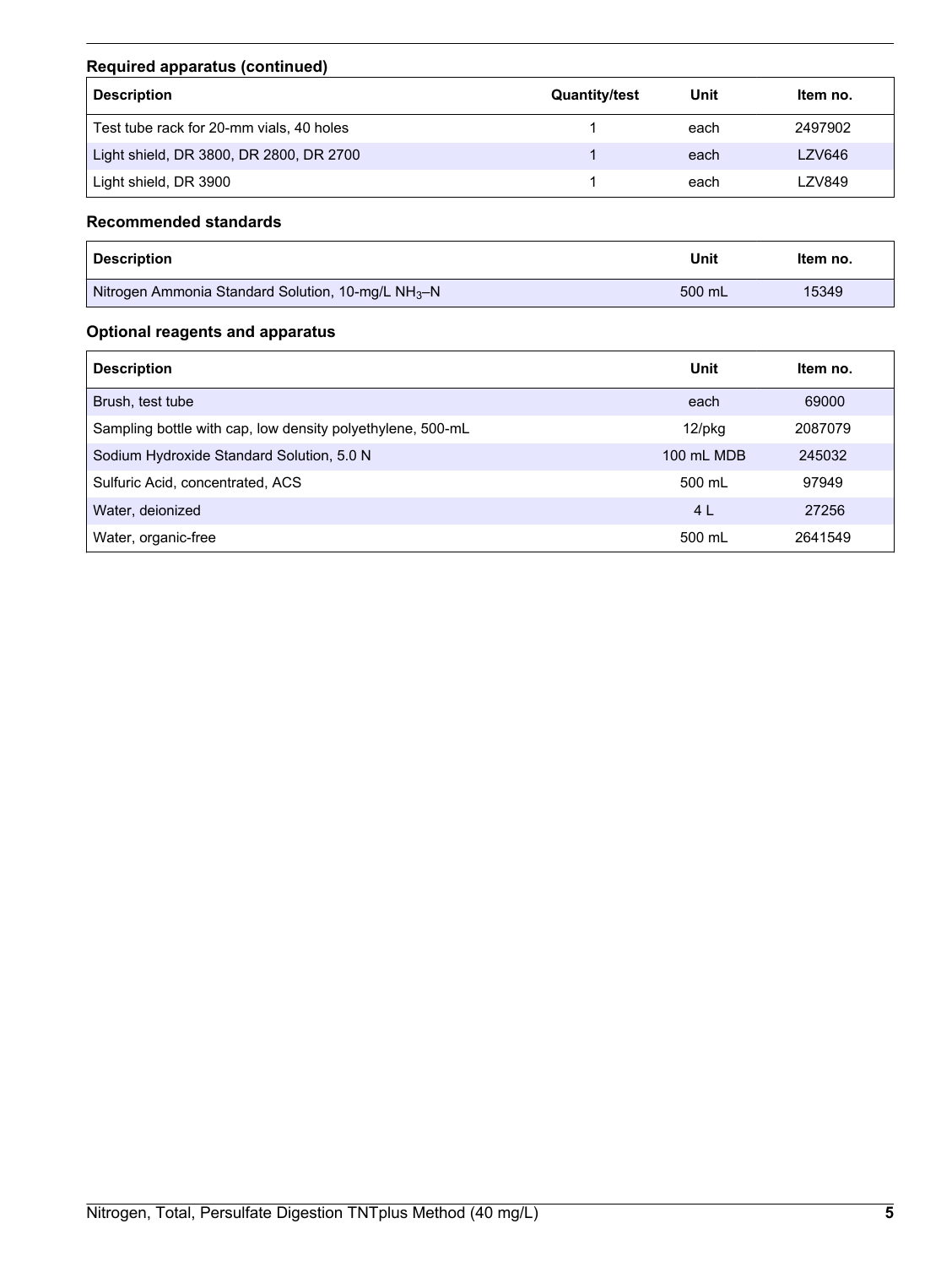### Required apparatus (continued)

| Description | Quantity/test | Unit | Item no. |
|---|---|---|---|
| Test tube rack for 20-mm vials, 40 holes | 1 | each | 2497902 |
| Light shield, DR 3800, DR 2800, DR 2700 | 1 | each | LZV646 |
| Light shield, DR 3900 | 1 | each | LZV849 |

### Recommended standards

| Description | Unit | Item no. |
|---|---|---|
| Nitrogen Ammonia Standard Solution, 10-mg/L $NH_3$–N | 500 mL | 15349 |

### Optional reagents and apparatus

| Description | Unit | Item no. |
|---|---|---|
| Brush, test tube | each | 69000 |
| Sampling bottle with cap, low density polyethylene, 500-mL | 12/pkg | 2087079 |
| Sodium Hydroxide Standard Solution, 5.0 N | 100 mL MDB | 245032 |
| Sulfuric Acid, concentrated, ACS | 500 mL | 97949 |
| Water, deionized | 4 L | 27256 |
| Water, organic-free | 500 mL | 2641549 |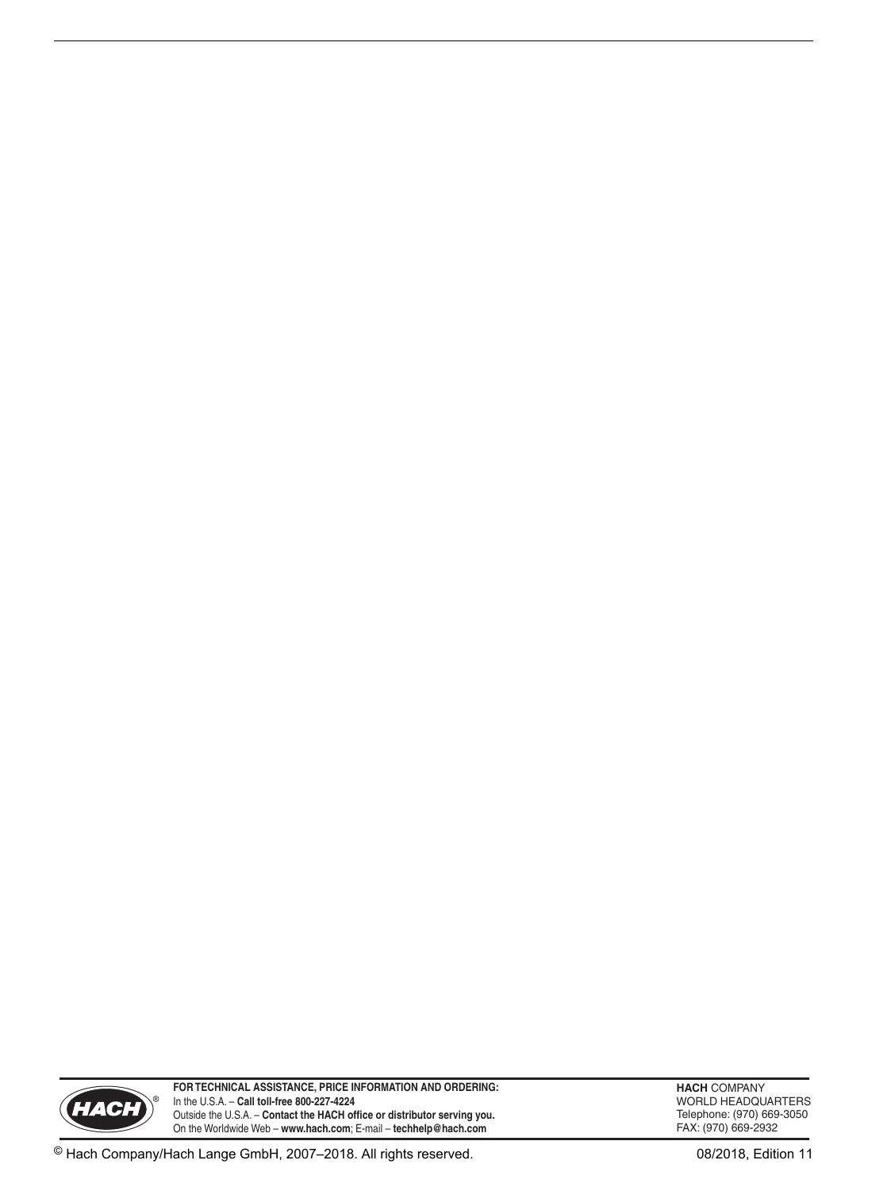**FOR TECHNICAL ASSISTANCE, PRICE INFORMATION AND ORDERING:**
In the U.S.A. – **Call toll-free 800-227-4224**
Outside the U.S.A. – **Contact the HACH office or distributor serving you.**
On the Worldwide Web – **www.hach.com**; E-mail – **techhelp@hach.com**

**HACH** COMPANY
WORLD HEADQUARTERS
Telephone: (970) 669-3050
FAX: (970) 669-2932

© Hach Company/Hach Lange GmbH, 2007–2018. All rights reserved.

08/2018, Edition 11